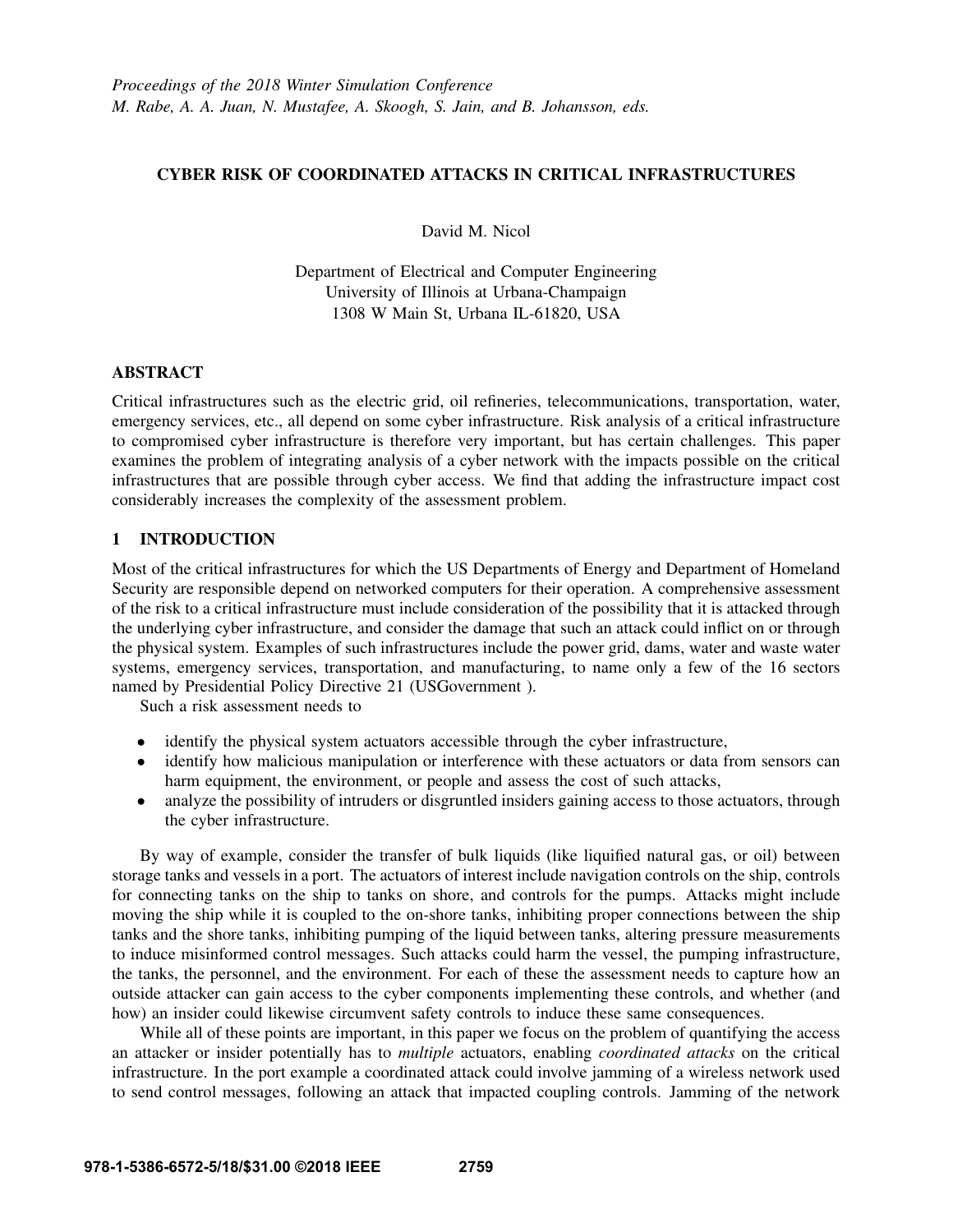*Proceedings of the 2018 Winter Simulation Conference*
*M. Rabe, A. A. Juan, N. Mustafee, A. Skoogh, S. Jain, and B. Johansson, eds.*

# CYBER RISK OF COORDINATED ATTACKS IN CRITICAL INFRASTRUCTURES

David M. Nicol

Department of Electrical and Computer Engineering
University of Illinois at Urbana-Champaign
1308 W Main St, Urbana IL-61820, USA

## ABSTRACT

Critical infrastructures such as the electric grid, oil refineries, telecommunications, transportation, water, emergency services, etc., all depend on some cyber infrastructure. Risk analysis of a critical infrastructure to compromised cyber infrastructure is therefore very important, but has certain challenges. This paper examines the problem of integrating analysis of a cyber network with the impacts possible on the critical infrastructures that are possible through cyber access. We find that adding the infrastructure impact cost considerably increases the complexity of the assessment problem.

## 1 INTRODUCTION

Most of the critical infrastructures for which the US Departments of Energy and Department of Homeland Security are responsible depend on networked computers for their operation. A comprehensive assessment of the risk to a critical infrastructure must include consideration of the possibility that it is attacked through the underlying cyber infrastructure, and consider the damage that such an attack could inflict on or through the physical system. Examples of such infrastructures include the power grid, dams, water and waste water systems, emergency services, transportation, and manufacturing, to name only a few of the 16 sectors named by Presidential Policy Directive 21 (USGovernment ).

Such a risk assessment needs to

- identify the physical system actuators accessible through the cyber infrastructure,
- identify how malicious manipulation or interference with these actuators or data from sensors can harm equipment, the environment, or people and assess the cost of such attacks,
- analyze the possibility of intruders or disgruntled insiders gaining access to those actuators, through the cyber infrastructure.

By way of example, consider the transfer of bulk liquids (like liquified natural gas, or oil) between storage tanks and vessels in a port. The actuators of interest include navigation controls on the ship, controls for connecting tanks on the ship to tanks on shore, and controls for the pumps. Attacks might include moving the ship while it is coupled to the on-shore tanks, inhibiting proper connections between the ship tanks and the shore tanks, inhibiting pumping of the liquid between tanks, altering pressure measurements to induce misinformed control messages. Such attacks could harm the vessel, the pumping infrastructure, the tanks, the personnel, and the environment. For each of these the assessment needs to capture how an outside attacker can gain access to the cyber components implementing these controls, and whether (and how) an insider could likewise circumvent safety controls to induce these same consequences.

While all of these points are important, in this paper we focus on the problem of quantifying the access an attacker or insider potentially has to *multiple* actuators, enabling *coordinated attacks* on the critical infrastructure. In the port example a coordinated attack could involve jamming of a wireless network used to send control messages, following an attack that impacted coupling controls. Jamming of the network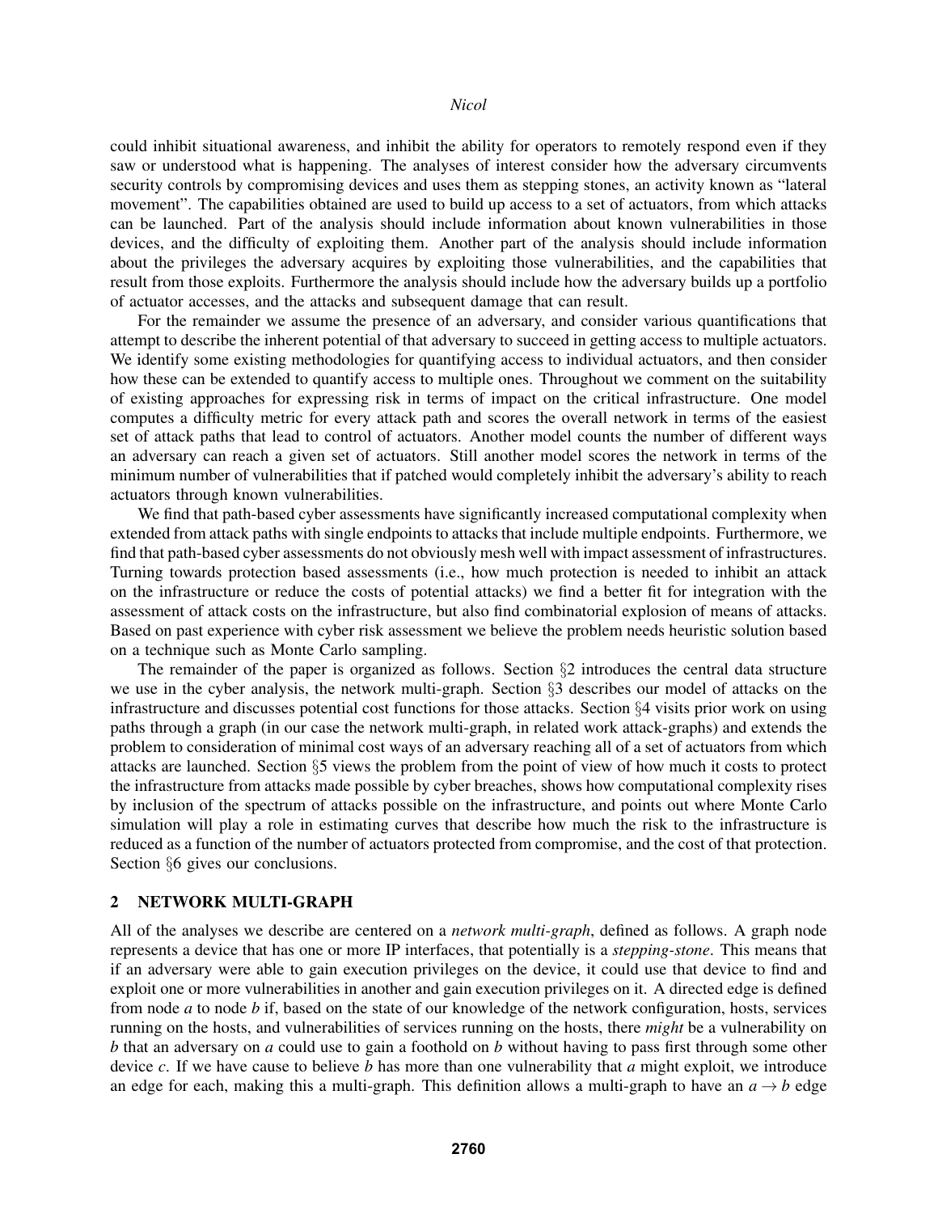could inhibit situational awareness, and inhibit the ability for operators to remotely respond even if they saw or understood what is happening. The analyses of interest consider how the adversary circumvents security controls by compromising devices and uses them as stepping stones, an activity known as "lateral movement". The capabilities obtained are used to build up access to a set of actuators, from which attacks can be launched. Part of the analysis should include information about known vulnerabilities in those devices, and the difficulty of exploiting them. Another part of the analysis should include information about the privileges the adversary acquires by exploiting those vulnerabilities, and the capabilities that result from those exploits. Furthermore the analysis should include how the adversary builds up a portfolio of actuator accesses, and the attacks and subsequent damage that can result.

For the remainder we assume the presence of an adversary, and consider various quantifications that attempt to describe the inherent potential of that adversary to succeed in getting access to multiple actuators. We identify some existing methodologies for quantifying access to individual actuators, and then consider how these can be extended to quantify access to multiple ones. Throughout we comment on the suitability of existing approaches for expressing risk in terms of impact on the critical infrastructure. One model computes a difficulty metric for every attack path and scores the overall network in terms of the easiest set of attack paths that lead to control of actuators. Another model counts the number of different ways an adversary can reach a given set of actuators. Still another model scores the network in terms of the minimum number of vulnerabilities that if patched would completely inhibit the adversary's ability to reach actuators through known vulnerabilities.

We find that path-based cyber assessments have significantly increased computational complexity when extended from attack paths with single endpoints to attacks that include multiple endpoints. Furthermore, we find that path-based cyber assessments do not obviously mesh well with impact assessment of infrastructures. Turning towards protection based assessments (i.e., how much protection is needed to inhibit an attack on the infrastructure or reduce the costs of potential attacks) we find a better fit for integration with the assessment of attack costs on the infrastructure, but also find combinatorial explosion of means of attacks. Based on past experience with cyber risk assessment we believe the problem needs heuristic solution based on a technique such as Monte Carlo sampling.

The remainder of the paper is organized as follows. Section §2 introduces the central data structure we use in the cyber analysis, the network multi-graph. Section §3 describes our model of attacks on the infrastructure and discusses potential cost functions for those attacks. Section §4 visits prior work on using paths through a graph (in our case the network multi-graph, in related work attack-graphs) and extends the problem to consideration of minimal cost ways of an adversary reaching all of a set of actuators from which attacks are launched. Section §5 views the problem from the point of view of how much it costs to protect the infrastructure from attacks made possible by cyber breaches, shows how computational complexity rises by inclusion of the spectrum of attacks possible on the infrastructure, and points out where Monte Carlo simulation will play a role in estimating curves that describe how much the risk to the infrastructure is reduced as a function of the number of actuators protected from compromise, and the cost of that protection. Section §6 gives our conclusions.

## 2 NETWORK MULTI-GRAPH

All of the analyses we describe are centered on a *network multi-graph*, defined as follows. A graph node represents a device that has one or more IP interfaces, that potentially is a *stepping-stone*. This means that if an adversary were able to gain execution privileges on the device, it could use that device to find and exploit one or more vulnerabilities in another and gain execution privileges on it. A directed edge is defined from node $a$ to node $b$ if, based on the state of our knowledge of the network configuration, hosts, services running on the hosts, and vulnerabilities of services running on the hosts, there *might* be a vulnerability on $b$ that an adversary on $a$ could use to gain a foothold on $b$ without having to pass first through some other device $c$. If we have cause to believe $b$ has more than one vulnerability that $a$ might exploit, we introduce an edge for each, making this a multi-graph. This definition allows a multi-graph to have an $a \rightarrow b$ edge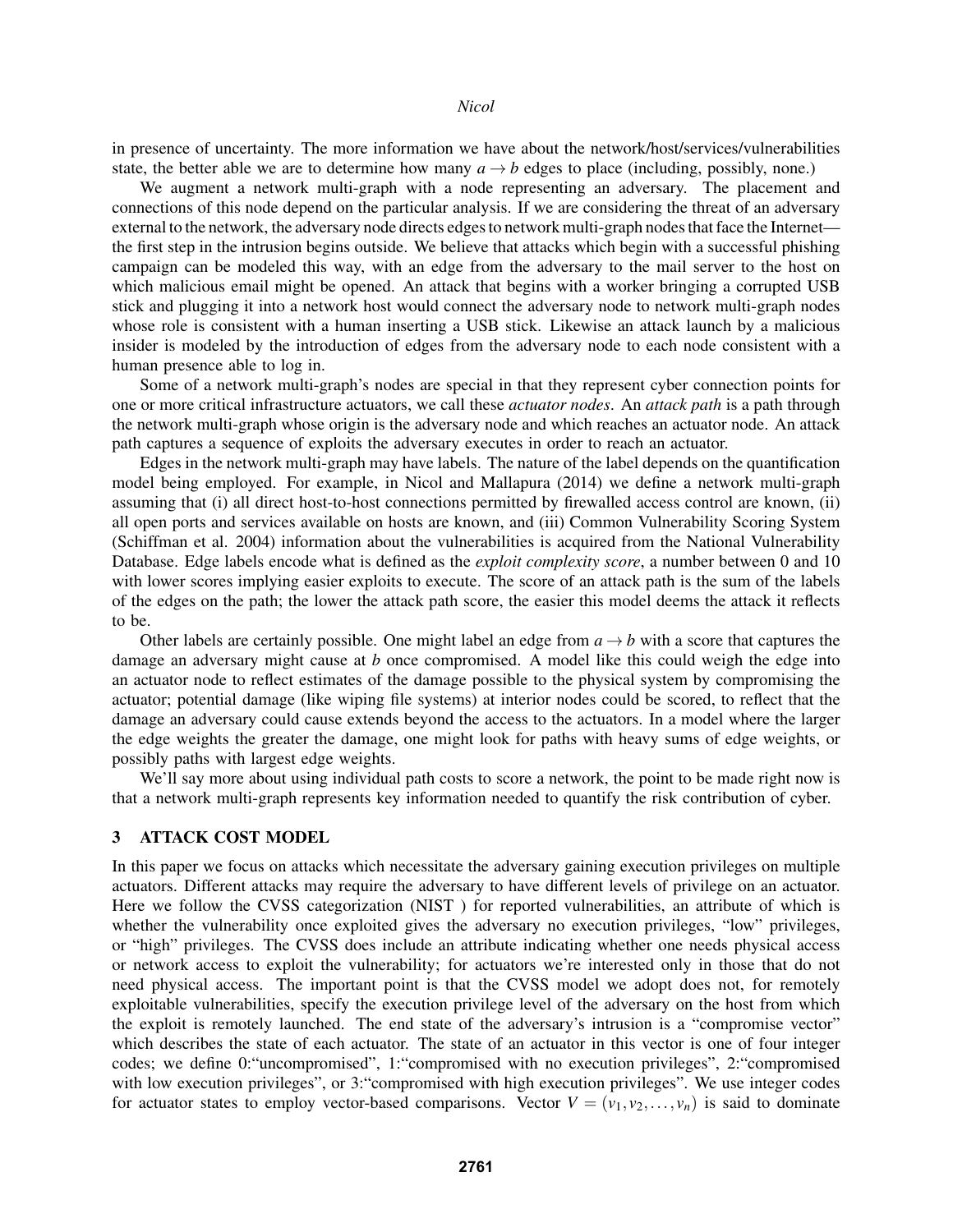in presence of uncertainty. The more information we have about the network/host/services/vulnerabilities state, the better able we are to determine how many $a \rightarrow b$ edges to place (including, possibly, none.)

We augment a network multi-graph with a node representing an adversary. The placement and connections of this node depend on the particular analysis. If we are considering the threat of an adversary external to the network, the adversary node directs edges to network multi-graph nodes that face the Internet—the first step in the intrusion begins outside. We believe that attacks which begin with a successful phishing campaign can be modeled this way, with an edge from the adversary to the mail server to the host on which malicious email might be opened. An attack that begins with a worker bringing a corrupted USB stick and plugging it into a network host would connect the adversary node to network multi-graph nodes whose role is consistent with a human inserting a USB stick. Likewise an attack launch by a malicious insider is modeled by the introduction of edges from the adversary node to each node consistent with a human presence able to log in.

Some of a network multi-graph's nodes are special in that they represent cyber connection points for one or more critical infrastructure actuators, we call these *actuator nodes*. An *attack path* is a path through the network multi-graph whose origin is the adversary node and which reaches an actuator node. An attack path captures a sequence of exploits the adversary executes in order to reach an actuator.

Edges in the network multi-graph may have labels. The nature of the label depends on the quantification model being employed. For example, in Nicol and Mallapura (2014) we define a network multi-graph assuming that (i) all direct host-to-host connections permitted by firewalled access control are known, (ii) all open ports and services available on hosts are known, and (iii) Common Vulnerability Scoring System (Schiffman et al. 2004) information about the vulnerabilities is acquired from the National Vulnerability Database. Edge labels encode what is defined as the *exploit complexity score*, a number between 0 and 10 with lower scores implying easier exploits to execute. The score of an attack path is the sum of the labels of the edges on the path; the lower the attack path score, the easier this model deems the attack it reflects to be.

Other labels are certainly possible. One might label an edge from $a \rightarrow b$ with a score that captures the damage an adversary might cause at $b$ once compromised. A model like this could weigh the edge into an actuator node to reflect estimates of the damage possible to the physical system by compromising the actuator; potential damage (like wiping file systems) at interior nodes could be scored, to reflect that the damage an adversary could cause extends beyond the access to the actuators. In a model where the larger the edge weights the greater the damage, one might look for paths with heavy sums of edge weights, or possibly paths with largest edge weights.

We'll say more about using individual path costs to score a network, the point to be made right now is that a network multi-graph represents key information needed to quantify the risk contribution of cyber.

## 3 ATTACK COST MODEL

In this paper we focus on attacks which necessitate the adversary gaining execution privileges on multiple actuators. Different attacks may require the adversary to have different levels of privilege on an actuator. Here we follow the CVSS categorization (NIST ) for reported vulnerabilities, an attribute of which is whether the vulnerability once exploited gives the adversary no execution privileges, "low" privileges, or "high" privileges. The CVSS does include an attribute indicating whether one needs physical access or network access to exploit the vulnerability; for actuators we're interested only in those that do not need physical access. The important point is that the CVSS model we adopt does not, for remotely exploitable vulnerabilities, specify the execution privilege level of the adversary on the host from which the exploit is remotely launched. The end state of the adversary's intrusion is a "compromise vector" which describes the state of each actuator. The state of an actuator in this vector is one of four integer codes; we define 0:"uncompromised", 1:"compromised with no execution privileges", 2:"compromised with low execution privileges", or 3:"compromised with high execution privileges". We use integer codes for actuator states to employ vector-based comparisons. Vector $V = (v_1, v_2, \ldots, v_n)$ is said to dominate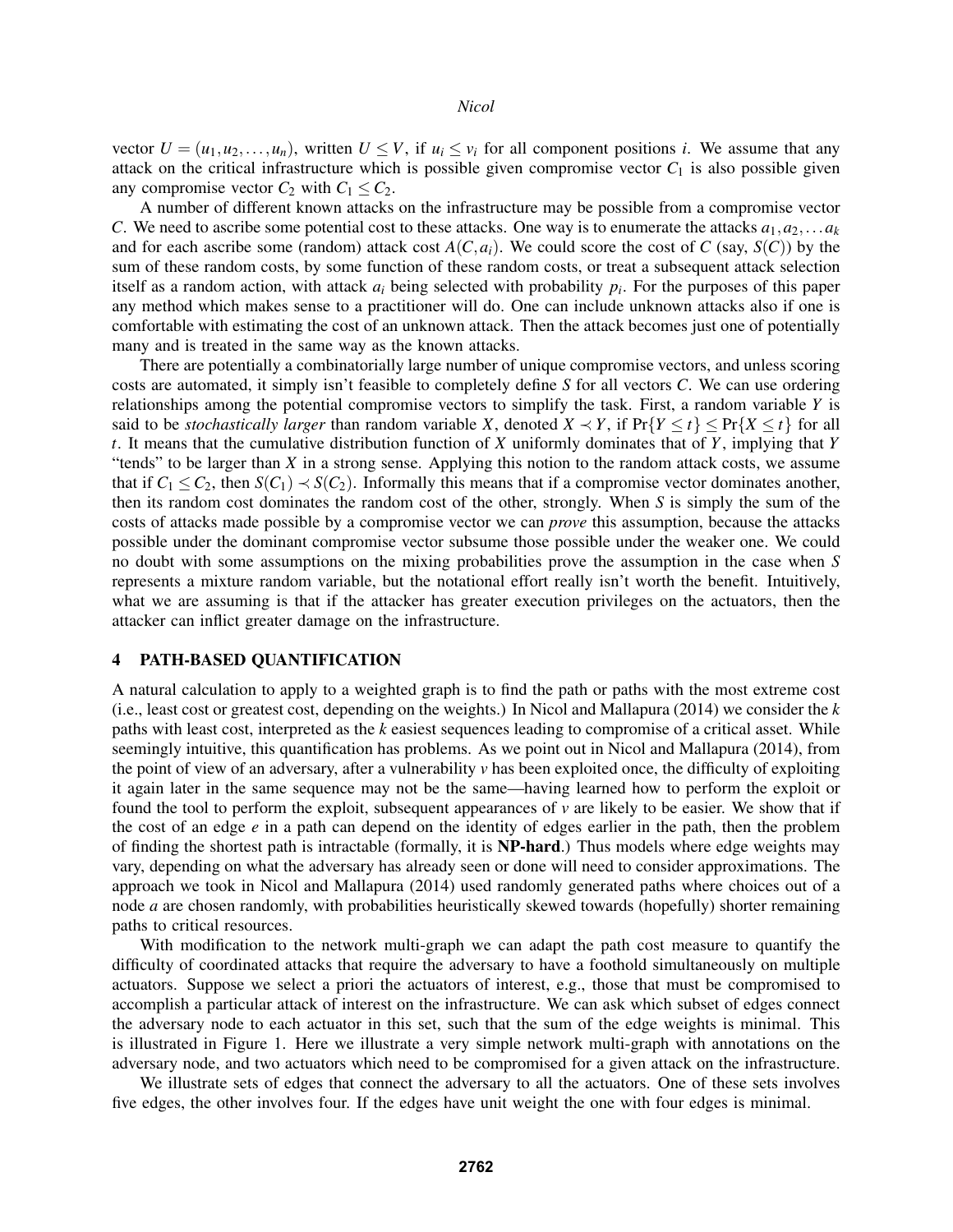vector $U = (u_1, u_2, \ldots, u_n)$, written $U \leq V$, if $u_i \leq v_i$ for all component positions $i$. We assume that any attack on the critical infrastructure which is possible given compromise vector $C_1$ is also possible given any compromise vector $C_2$ with $C_1 \leq C_2$.

A number of different known attacks on the infrastructure may be possible from a compromise vector $C$. We need to ascribe some potential cost to these attacks. One way is to enumerate the attacks $a_1, a_2, \ldots a_k$ and for each ascribe some (random) attack cost $A(C, a_i)$. We could score the cost of $C$ (say, $S(C)$) by the sum of these random costs, by some function of these random costs, or treat a subsequent attack selection itself as a random action, with attack $a_i$ being selected with probability $p_i$. For the purposes of this paper any method which makes sense to a practitioner will do. One can include unknown attacks also if one is comfortable with estimating the cost of an unknown attack. Then the attack becomes just one of potentially many and is treated in the same way as the known attacks.

There are potentially a combinatorially large number of unique compromise vectors, and unless scoring costs are automated, it simply isn't feasible to completely define $S$ for all vectors $C$. We can use ordering relationships among the potential compromise vectors to simplify the task. First, a random variable $Y$ is said to be *stochastically larger* than random variable $X$, denoted $X \prec Y$, if $\Pr\{Y \leq t\} \leq \Pr\{X \leq t\}$ for all $t$. It means that the cumulative distribution function of $X$ uniformly dominates that of $Y$, implying that $Y$ "tends" to be larger than $X$ in a strong sense. Applying this notion to the random attack costs, we assume that if $C_1 \leq C_2$, then $S(C_1) \prec S(C_2)$. Informally this means that if a compromise vector dominates another, then its random cost dominates the random cost of the other, strongly. When $S$ is simply the sum of the costs of attacks made possible by a compromise vector we can *prove* this assumption, because the attacks possible under the dominant compromise vector subsume those possible under the weaker one. We could no doubt with some assumptions on the mixing probabilities prove the assumption in the case when $S$ represents a mixture random variable, but the notational effort really isn't worth the benefit. Intuitively, what we are assuming is that if the attacker has greater execution privileges on the actuators, then the attacker can inflict greater damage on the infrastructure.

## 4 PATH-BASED QUANTIFICATION

A natural calculation to apply to a weighted graph is to find the path or paths with the most extreme cost (i.e., least cost or greatest cost, depending on the weights.) In Nicol and Mallapura (2014) we consider the $k$ paths with least cost, interpreted as the $k$ easiest sequences leading to compromise of a critical asset. While seemingly intuitive, this quantification has problems. As we point out in Nicol and Mallapura (2014), from the point of view of an adversary, after a vulnerability $v$ has been exploited once, the difficulty of exploiting it again later in the same sequence may not be the same—having learned how to perform the exploit or found the tool to perform the exploit, subsequent appearances of $v$ are likely to be easier. We show that if the cost of an edge $e$ in a path can depend on the identity of edges earlier in the path, then the problem of finding the shortest path is intractable (formally, it is **NP-hard**.) Thus models where edge weights may vary, depending on what the adversary has already seen or done will need to consider approximations. The approach we took in Nicol and Mallapura (2014) used randomly generated paths where choices out of a node $a$ are chosen randomly, with probabilities heuristically skewed towards (hopefully) shorter remaining paths to critical resources.

With modification to the network multi-graph we can adapt the path cost measure to quantify the difficulty of coordinated attacks that require the adversary to have a foothold simultaneously on multiple actuators. Suppose we select a priori the actuators of interest, e.g., those that must be compromised to accomplish a particular attack of interest on the infrastructure. We can ask which subset of edges connect the adversary node to each actuator in this set, such that the sum of the edge weights is minimal. This is illustrated in Figure 1. Here we illustrate a very simple network multi-graph with annotations on the adversary node, and two actuators which need to be compromised for a given attack on the infrastructure.

We illustrate sets of edges that connect the adversary to all the actuators. One of these sets involves five edges, the other involves four. If the edges have unit weight the one with four edges is minimal.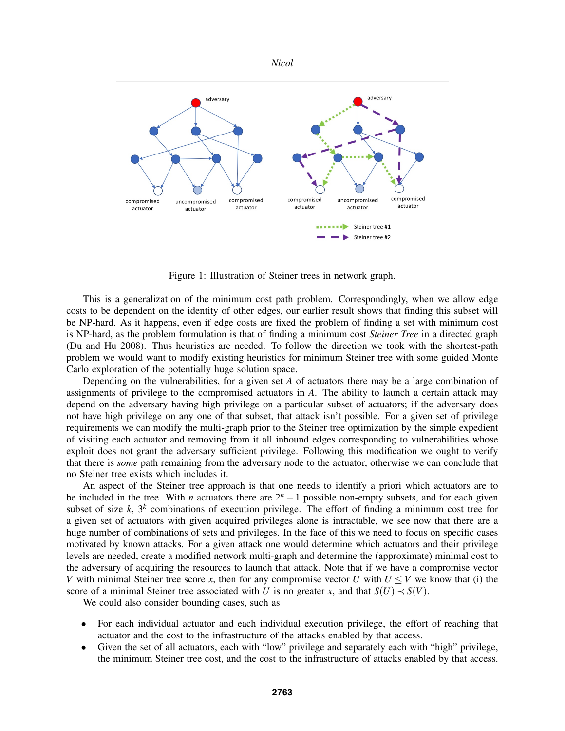Figure 1: Illustration of Steiner trees in network graph.

This is a generalization of the minimum cost path problem. Correspondingly, when we allow edge costs to be dependent on the identity of other edges, our earlier result shows that finding this subset will be NP-hard. As it happens, even if edge costs are fixed the problem of finding a set with minimum cost is NP-hard, as the problem formulation is that of finding a minimum cost *Steiner Tree* in a directed graph (Du and Hu 2008). Thus heuristics are needed. To follow the direction we took with the shortest-path problem we would want to modify existing heuristics for minimum Steiner tree with some guided Monte Carlo exploration of the potentially huge solution space.

Depending on the vulnerabilities, for a given set $A$ of actuators there may be a large combination of assignments of privilege to the compromised actuators in $A$. The ability to launch a certain attack may depend on the adversary having high privilege on a particular subset of actuators; if the adversary does not have high privilege on any one of that subset, that attack isn't possible. For a given set of privilege requirements we can modify the multi-graph prior to the Steiner tree optimization by the simple expedient of visiting each actuator and removing from it all inbound edges corresponding to vulnerabilities whose exploit does not grant the adversary sufficient privilege. Following this modification we ought to verify that there is *some* path remaining from the adversary node to the actuator, otherwise we can conclude that no Steiner tree exists which includes it.

An aspect of the Steiner tree approach is that one needs to identify a priori which actuators are to be included in the tree. With $n$ actuators there are $2^n - 1$ possible non-empty subsets, and for each given subset of size $k$, $3^k$ combinations of execution privilege. The effort of finding a minimum cost tree for a given set of actuators with given acquired privileges alone is intractable, we see now that there are a huge number of combinations of sets and privileges. In the face of this we need to focus on specific cases motivated by known attacks. For a given attack one would determine which actuators and their privilege levels are needed, create a modified network multi-graph and determine the (approximate) minimal cost to the adversary of acquiring the resources to launch that attack. Note that if we have a compromise vector $V$ with minimal Steiner tree score $x$, then for any compromise vector $U$ with $U \leq V$ we know that (i) the score of a minimal Steiner tree associated with $U$ is no greater $x$, and that $S(U) \prec S(V)$.

We could also consider bounding cases, such as

- For each individual actuator and each individual execution privilege, the effort of reaching that actuator and the cost to the infrastructure of the attacks enabled by that access.
- Given the set of all actuators, each with "low" privilege and separately each with "high" privilege, the minimum Steiner tree cost, and the cost to the infrastructure of attacks enabled by that access.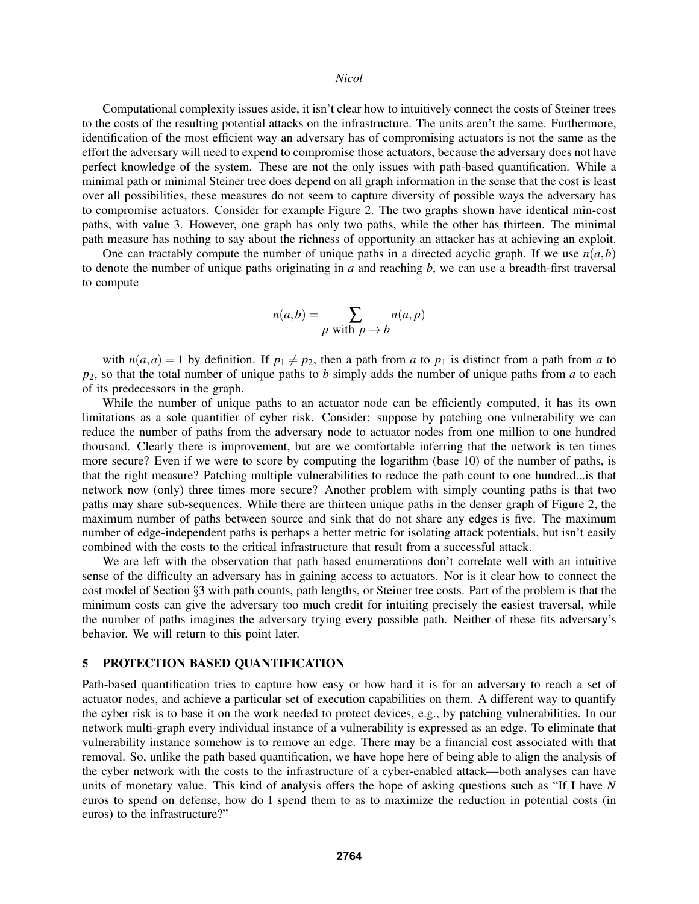Computational complexity issues aside, it isn't clear how to intuitively connect the costs of Steiner trees to the costs of the resulting potential attacks on the infrastructure. The units aren't the same. Furthermore, identification of the most efficient way an adversary has of compromising actuators is not the same as the effort the adversary will need to expend to compromise those actuators, because the adversary does not have perfect knowledge of the system. These are not the only issues with path-based quantification. While a minimal path or minimal Steiner tree does depend on all graph information in the sense that the cost is least over all possibilities, these measures do not seem to capture diversity of possible ways the adversary has to compromise actuators. Consider for example Figure 2. The two graphs shown have identical min-cost paths, with value 3. However, one graph has only two paths, while the other has thirteen. The minimal path measure has nothing to say about the richness of opportunity an attacker has at achieving an exploit.

One can tractably compute the number of unique paths in a directed acyclic graph. If we use $n(a,b)$ to denote the number of unique paths originating in $a$ and reaching $b$, we can use a breadth-first traversal to compute

$$n(a,b) = \sum_{p \text{ with } p \rightarrow b} n(a,p)$$

with $n(a,a) = 1$ by definition. If $p_1 \neq p_2$, then a path from $a$ to $p_1$ is distinct from a path from $a$ to $p_2$, so that the total number of unique paths to $b$ simply adds the number of unique paths from $a$ to each of its predecessors in the graph.

While the number of unique paths to an actuator node can be efficiently computed, it has its own limitations as a sole quantifier of cyber risk. Consider: suppose by patching one vulnerability we can reduce the number of paths from the adversary node to actuator nodes from one million to one hundred thousand. Clearly there is improvement, but are we comfortable inferring that the network is ten times more secure? Even if we were to score by computing the logarithm (base 10) of the number of paths, is that the right measure? Patching multiple vulnerabilities to reduce the path count to one hundred...is that network now (only) three times more secure? Another problem with simply counting paths is that two paths may share sub-sequences. While there are thirteen unique paths in the denser graph of Figure 2, the maximum number of paths between source and sink that do not share any edges is five. The maximum number of edge-independent paths is perhaps a better metric for isolating attack potentials, but isn't easily combined with the costs to the critical infrastructure that result from a successful attack.

We are left with the observation that path based enumerations don't correlate well with an intuitive sense of the difficulty an adversary has in gaining access to actuators. Nor is it clear how to connect the cost model of Section §3 with path counts, path lengths, or Steiner tree costs. Part of the problem is that the minimum costs can give the adversary too much credit for intuiting precisely the easiest traversal, while the number of paths imagines the adversary trying every possible path. Neither of these fits adversary's behavior. We will return to this point later.

## 5 PROTECTION BASED QUANTIFICATION

Path-based quantification tries to capture how easy or how hard it is for an adversary to reach a set of actuator nodes, and achieve a particular set of execution capabilities on them. A different way to quantify the cyber risk is to base it on the work needed to protect devices, e.g., by patching vulnerabilities. In our network multi-graph every individual instance of a vulnerability is expressed as an edge. To eliminate that vulnerability instance somehow is to remove an edge. There may be a financial cost associated with that removal. So, unlike the path based quantification, we have hope here of being able to align the analysis of the cyber network with the costs to the infrastructure of a cyber-enabled attack—both analyses can have units of monetary value. This kind of analysis offers the hope of asking questions such as "If I have $N$ euros to spend on defense, how do I spend them to as to maximize the reduction in potential costs (in euros) to the infrastructure?"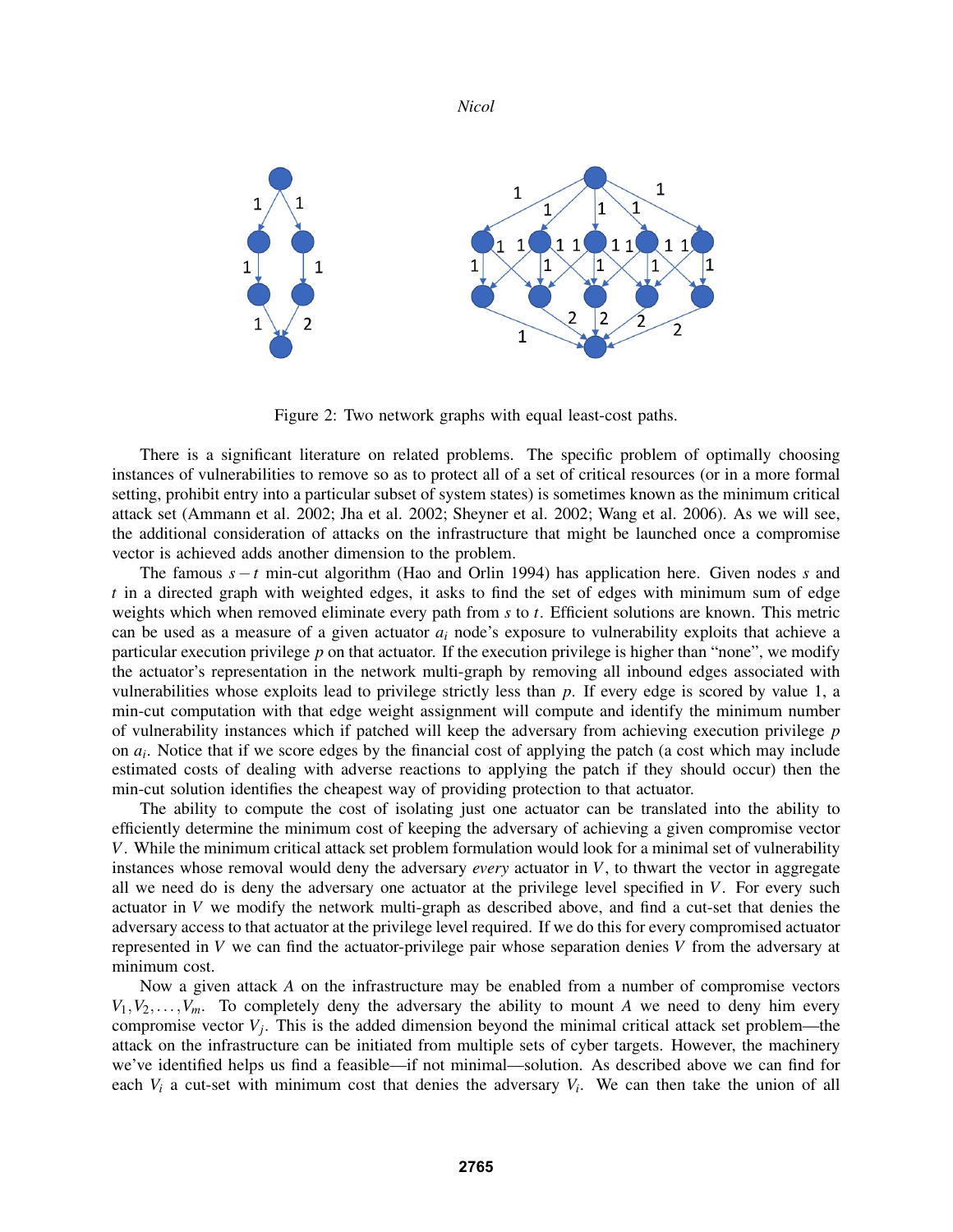Figure 2: Two network graphs with equal least-cost paths.

There is a significant literature on related problems. The specific problem of optimally choosing instances of vulnerabilities to remove so as to protect all of a set of critical resources (or in a more formal setting, prohibit entry into a particular subset of system states) is sometimes known as the minimum critical attack set (Ammann et al. 2002; Jha et al. 2002; Sheyner et al. 2002; Wang et al. 2006). As we will see, the additional consideration of attacks on the infrastructure that might be launched once a compromise vector is achieved adds another dimension to the problem.

The famous $s-t$ min-cut algorithm (Hao and Orlin 1994) has application here. Given nodes $s$ and $t$ in a directed graph with weighted edges, it asks to find the set of edges with minimum sum of edge weights which when removed eliminate every path from $s$ to $t$. Efficient solutions are known. This metric can be used as a measure of a given actuator $a_i$ node's exposure to vulnerability exploits that achieve a particular execution privilege $p$ on that actuator. If the execution privilege is higher than "none", we modify the actuator's representation in the network multi-graph by removing all inbound edges associated with vulnerabilities whose exploits lead to privilege strictly less than $p$. If every edge is scored by value 1, a min-cut computation with that edge weight assignment will compute and identify the minimum number of vulnerability instances which if patched will keep the adversary from achieving execution privilege $p$ on $a_i$. Notice that if we score edges by the financial cost of applying the patch (a cost which may include estimated costs of dealing with adverse reactions to applying the patch if they should occur) then the min-cut solution identifies the cheapest way of providing protection to that actuator.

The ability to compute the cost of isolating just one actuator can be translated into the ability to efficiently determine the minimum cost of keeping the adversary of achieving a given compromise vector $V$. While the minimum critical attack set problem formulation would look for a minimal set of vulnerability instances whose removal would deny the adversary *every* actuator in $V$, to thwart the vector in aggregate all we need do is deny the adversary one actuator at the privilege level specified in $V$. For every such actuator in $V$ we modify the network multi-graph as described above, and find a cut-set that denies the adversary access to that actuator at the privilege level required. If we do this for every compromised actuator represented in $V$ we can find the actuator-privilege pair whose separation denies $V$ from the adversary at minimum cost.

Now a given attack $A$ on the infrastructure may be enabled from a number of compromise vectors $V_1, V_2, \ldots, V_m$. To completely deny the adversary the ability to mount $A$ we need to deny him every compromise vector $V_j$. This is the added dimension beyond the minimal critical attack set problem—the attack on the infrastructure can be initiated from multiple sets of cyber targets. However, the machinery we've identified helps us find a feasible—if not minimal—solution. As described above we can find for each $V_i$ a cut-set with minimum cost that denies the adversary $V_i$. We can then take the union of all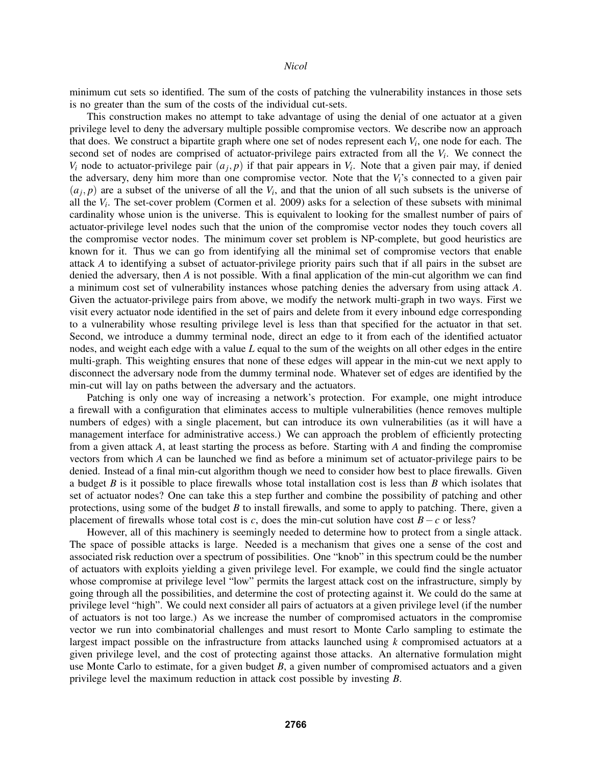minimum cut sets so identified. The sum of the costs of patching the vulnerability instances in those sets is no greater than the sum of the costs of the individual cut-sets.

This construction makes no attempt to take advantage of using the denial of one actuator at a given privilege level to deny the adversary multiple possible compromise vectors. We describe now an approach that does. We construct a bipartite graph where one set of nodes represent each $V_i$, one node for each. The second set of nodes are comprised of actuator-privilege pairs extracted from all the $V_i$. We connect the $V_i$ node to actuator-privilege pair $(a_j, p)$ if that pair appears in $V_i$. Note that a given pair may, if denied the adversary, deny him more than one compromise vector. Note that the $V_i$'s connected to a given pair $(a_j, p)$ are a subset of the universe of all the $V_i$, and that the union of all such subsets is the universe of all the $V_i$. The set-cover problem (Cormen et al. 2009) asks for a selection of these subsets with minimal cardinality whose union is the universe. This is equivalent to looking for the smallest number of pairs of actuator-privilege level nodes such that the union of the compromise vector nodes they touch covers all the compromise vector nodes. The minimum cover set problem is NP-complete, but good heuristics are known for it. Thus we can go from identifying all the minimal set of compromise vectors that enable attack $A$ to identifying a subset of actuator-privilege priority pairs such that if all pairs in the subset are denied the adversary, then $A$ is not possible. With a final application of the min-cut algorithm we can find a minimum cost set of vulnerability instances whose patching denies the adversary from using attack $A$. Given the actuator-privilege pairs from above, we modify the network multi-graph in two ways. First we visit every actuator node identified in the set of pairs and delete from it every inbound edge corresponding to a vulnerability whose resulting privilege level is less than that specified for the actuator in that set. Second, we introduce a dummy terminal node, direct an edge to it from each of the identified actuator nodes, and weight each edge with a value $L$ equal to the sum of the weights on all other edges in the entire multi-graph. This weighting ensures that none of these edges will appear in the min-cut we next apply to disconnect the adversary node from the dummy terminal node. Whatever set of edges are identified by the min-cut will lay on paths between the adversary and the actuators.

Patching is only one way of increasing a network's protection. For example, one might introduce a firewall with a configuration that eliminates access to multiple vulnerabilities (hence removes multiple numbers of edges) with a single placement, but can introduce its own vulnerabilities (as it will have a management interface for administrative access.) We can approach the problem of efficiently protecting from a given attack $A$, at least starting the process as before. Starting with $A$ and finding the compromise vectors from which $A$ can be launched we find as before a minimum set of actuator-privilege pairs to be denied. Instead of a final min-cut algorithm though we need to consider how best to place firewalls. Given a budget $B$ is it possible to place firewalls whose total installation cost is less than $B$ which isolates that set of actuator nodes? One can take this a step further and combine the possibility of patching and other protections, using some of the budget $B$ to install firewalls, and some to apply to patching. There, given a placement of firewalls whose total cost is $c$, does the min-cut solution have cost $B - c$ or less?

However, all of this machinery is seemingly needed to determine how to protect from a single attack. The space of possible attacks is large. Needed is a mechanism that gives one a sense of the cost and associated risk reduction over a spectrum of possibilities. One "knob" in this spectrum could be the number of actuators with exploits yielding a given privilege level. For example, we could find the single actuator whose compromise at privilege level "low" permits the largest attack cost on the infrastructure, simply by going through all the possibilities, and determine the cost of protecting against it. We could do the same at privilege level "high". We could next consider all pairs of actuators at a given privilege level (if the number of actuators is not too large.) As we increase the number of compromised actuators in the compromise vector we run into combinatorial challenges and must resort to Monte Carlo sampling to estimate the largest impact possible on the infrastructure from attacks launched using $k$ compromised actuators at a given privilege level, and the cost of protecting against those attacks. An alternative formulation might use Monte Carlo to estimate, for a given budget $B$, a given number of compromised actuators and a given privilege level the maximum reduction in attack cost possible by investing $B$.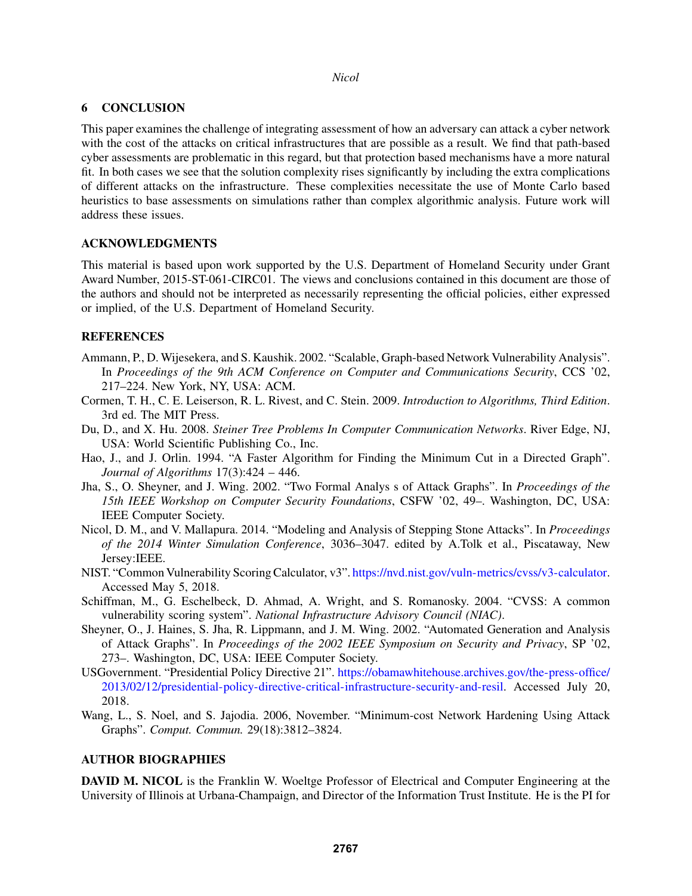## 6 CONCLUSION

This paper examines the challenge of integrating assessment of how an adversary can attack a cyber network with the cost of the attacks on critical infrastructures that are possible as a result. We find that path-based cyber assessments are problematic in this regard, but that protection based mechanisms have a more natural fit. In both cases we see that the solution complexity rises significantly by including the extra complications of different attacks on the infrastructure. These complexities necessitate the use of Monte Carlo based heuristics to base assessments on simulations rather than complex algorithmic analysis. Future work will address these issues.

## ACKNOWLEDGMENTS

This material is based upon work supported by the U.S. Department of Homeland Security under Grant Award Number, 2015-ST-061-CIRC01. The views and conclusions contained in this document are those of the authors and should not be interpreted as necessarily representing the official policies, either expressed or implied, of the U.S. Department of Homeland Security.

## REFERENCES

Ammann, P., D. Wijesekera, and S. Kaushik. 2002. "Scalable, Graph-based Network Vulnerability Analysis". In *Proceedings of the 9th ACM Conference on Computer and Communications Security*, CCS '02, 217–224. New York, NY, USA: ACM.

Cormen, T. H., C. E. Leiserson, R. L. Rivest, and C. Stein. 2009. *Introduction to Algorithms, Third Edition*. 3rd ed. The MIT Press.

Du, D., and X. Hu. 2008. *Steiner Tree Problems In Computer Communication Networks*. River Edge, NJ, USA: World Scientific Publishing Co., Inc.

Hao, J., and J. Orlin. 1994. "A Faster Algorithm for Finding the Minimum Cut in a Directed Graph". *Journal of Algorithms* 17(3):424 – 446.

Jha, S., O. Sheyner, and J. Wing. 2002. "Two Formal Analys s of Attack Graphs". In *Proceedings of the 15th IEEE Workshop on Computer Security Foundations*, CSFW '02, 49–. Washington, DC, USA: IEEE Computer Society.

Nicol, D. M., and V. Mallapura. 2014. "Modeling and Analysis of Stepping Stone Attacks". In *Proceedings of the 2014 Winter Simulation Conference*, 3036–3047. edited by A.Tolk et al., Piscataway, New Jersey:IEEE.

NIST. "Common Vulnerability Scoring Calculator, v3". https://nvd.nist.gov/vuln-metrics/cvss/v3-calculator. Accessed May 5, 2018.

Schiffman, M., G. Eschelbeck, D. Ahmad, A. Wright, and S. Romanosky. 2004. "CVSS: A common vulnerability scoring system". *National Infrastructure Advisory Council (NIAC)*.

Sheyner, O., J. Haines, S. Jha, R. Lippmann, and J. M. Wing. 2002. "Automated Generation and Analysis of Attack Graphs". In *Proceedings of the 2002 IEEE Symposium on Security and Privacy*, SP '02, 273–. Washington, DC, USA: IEEE Computer Society.

USGovernment. "Presidential Policy Directive 21". https://obamawhitehouse.archives.gov/the-press-office/2013/02/12/presidential-policy-directive-critical-infrastructure-security-and-resil. Accessed July 20, 2018.

Wang, L., S. Noel, and S. Jajodia. 2006, November. "Minimum-cost Network Hardening Using Attack Graphs". *Comput. Commun.* 29(18):3812–3824.

## AUTHOR BIOGRAPHIES

**DAVID M. NICOL** is the Franklin W. Woeltge Professor of Electrical and Computer Engineering at the University of Illinois at Urbana-Champaign, and Director of the Information Trust Institute. He is the PI for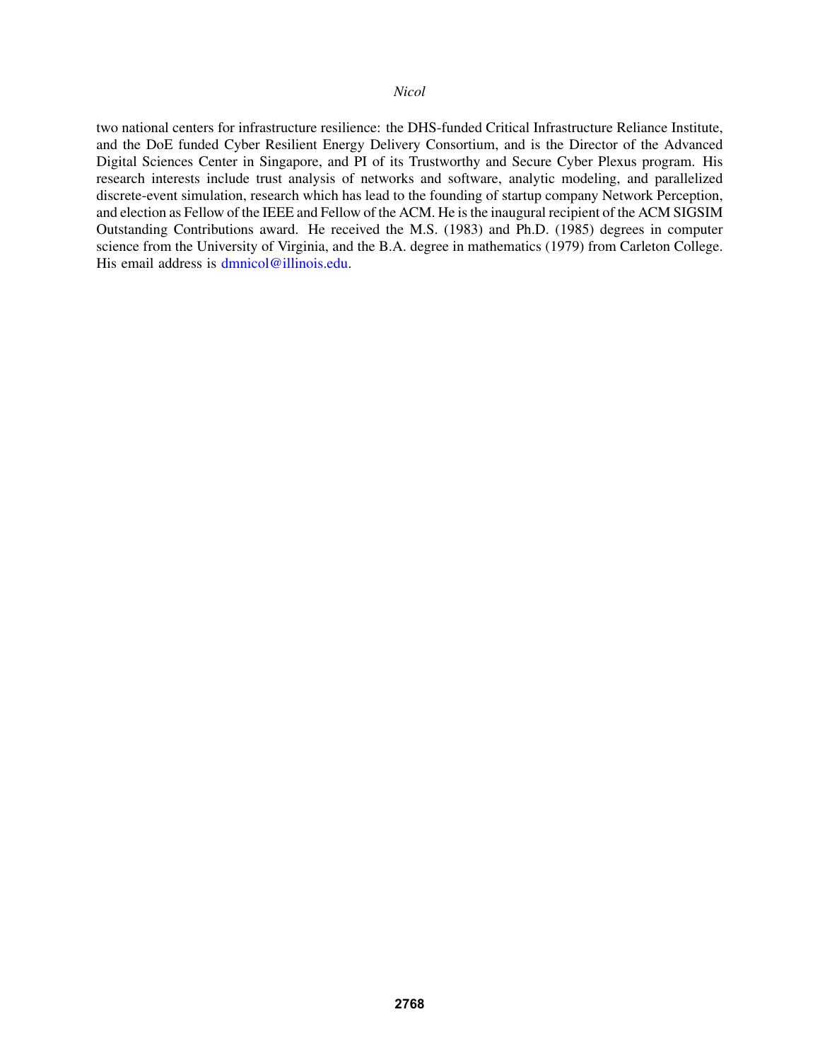two national centers for infrastructure resilience: the DHS-funded Critical Infrastructure Reliance Institute, and the DoE funded Cyber Resilient Energy Delivery Consortium, and is the Director of the Advanced Digital Sciences Center in Singapore, and PI of its Trustworthy and Secure Cyber Plexus program. His research interests include trust analysis of networks and software, analytic modeling, and parallelized discrete-event simulation, research which has lead to the founding of startup company Network Perception, and election as Fellow of the IEEE and Fellow of the ACM. He is the inaugural recipient of the ACM SIGSIM Outstanding Contributions award. He received the M.S. (1983) and Ph.D. (1985) degrees in computer science from the University of Virginia, and the B.A. degree in mathematics (1979) from Carleton College. His email address is dmnicol@illinois.edu.